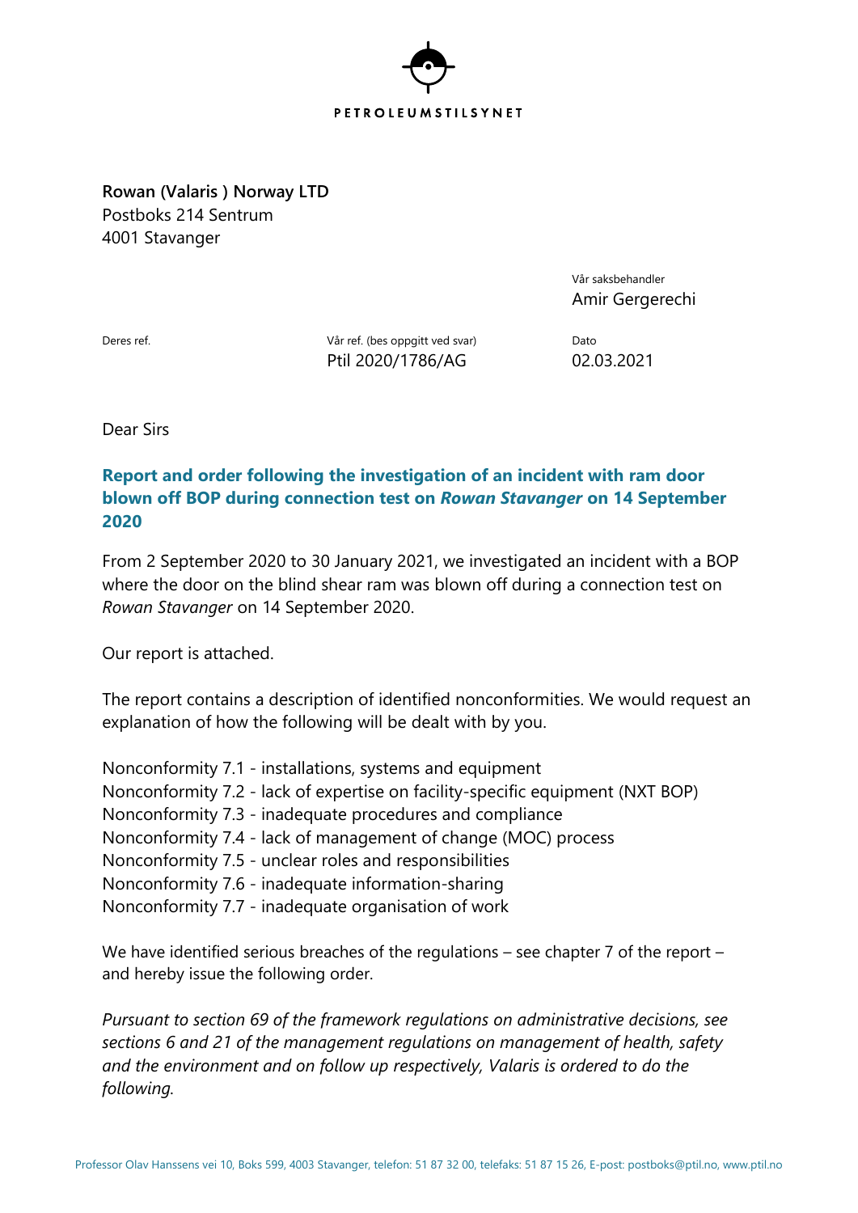PETROLEUMSTILSYNET

**Rowan (Valaris ) Norway LTD**
Postboks 214 Sentrum
4001 Stavanger

Vår saksbehandler
Amir Gergerechi

| Deres ref. | Vår ref. (bes oppgitt ved svar) | Dato |
|---|---|---|
| | Ptil 2020/1786/AG | 02.03.2021 |

Dear Sirs

## Report and order following the investigation of an incident with ram door blown off BOP during connection test on *Rowan Stavanger* on 14 September 2020

From 2 September 2020 to 30 January 2021, we investigated an incident with a BOP where the door on the blind shear ram was blown off during a connection test on *Rowan Stavanger* on 14 September 2020.

Our report is attached.

The report contains a description of identified nonconformities. We would request an explanation of how the following will be dealt with by you.

Nonconformity 7.1 - installations, systems and equipment
Nonconformity 7.2 - lack of expertise on facility-specific equipment (NXT BOP)
Nonconformity 7.3 - inadequate procedures and compliance
Nonconformity 7.4 - lack of management of change (MOC) process
Nonconformity 7.5 - unclear roles and responsibilities
Nonconformity 7.6 - inadequate information-sharing
Nonconformity 7.7 - inadequate organisation of work

We have identified serious breaches of the regulations – see chapter 7 of the report – and hereby issue the following order.

*Pursuant to section 69 of the framework regulations on administrative decisions, see sections 6 and 21 of the management regulations on management of health, safety and the environment and on follow up respectively, Valaris is ordered to do the following.*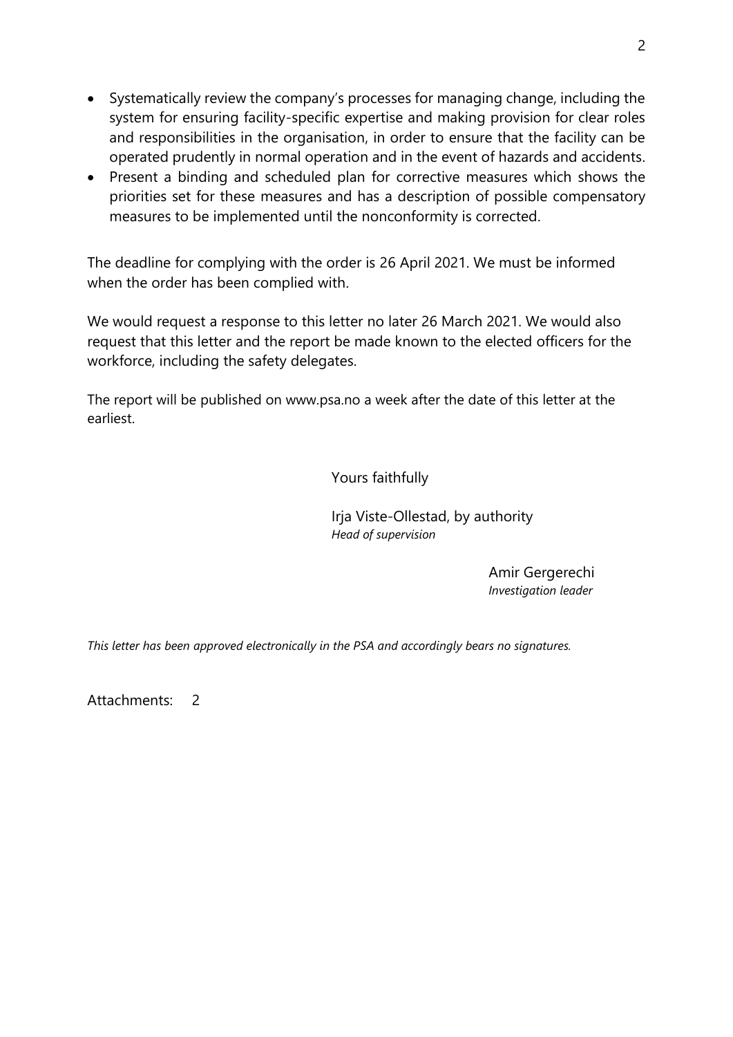- Systematically review the company's processes for managing change, including the system for ensuring facility-specific expertise and making provision for clear roles and responsibilities in the organisation, in order to ensure that the facility can be operated prudently in normal operation and in the event of hazards and accidents.
- Present a binding and scheduled plan for corrective measures which shows the priorities set for these measures and has a description of possible compensatory measures to be implemented until the nonconformity is corrected.

The deadline for complying with the order is 26 April 2021. We must be informed when the order has been complied with.

We would request a response to this letter no later 26 March 2021. We would also request that this letter and the report be made known to the elected officers for the workforce, including the safety delegates.

The report will be published on www.psa.no a week after the date of this letter at the earliest.

Yours faithfully

Irja Viste-Ollestad, by authority
*Head of supervision*

Amir Gergerechi
*Investigation leader*

*This letter has been approved electronically in the PSA and accordingly bears no signatures.*

Attachments: 2